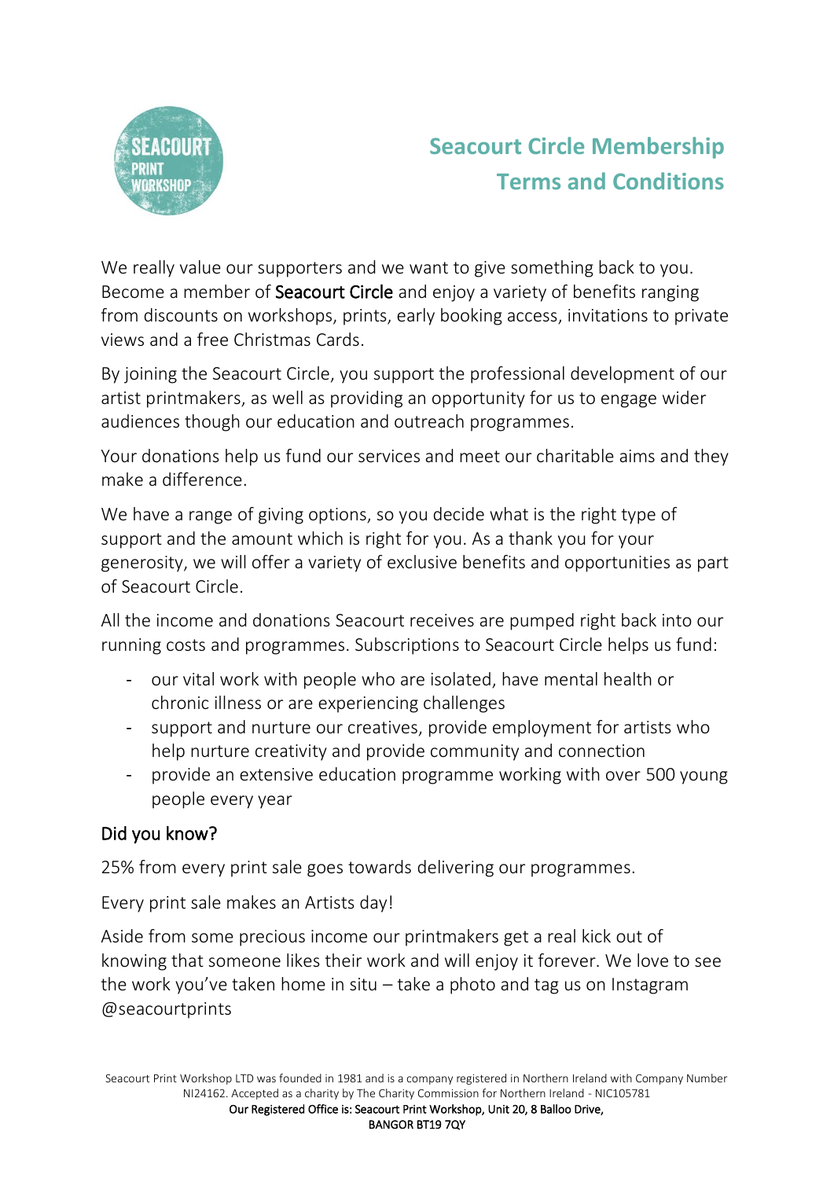# Seacourt Circle Membership Terms and Conditions

We really value our supporters and we want to give something back to you. Become a member of Seacourt Circle and enjoy a variety of benefits ranging from discounts on workshops, prints, early booking access, invitations to private views and a free Christmas Cards.

By joining the Seacourt Circle, you support the professional development of our artist printmakers, as well as providing an opportunity for us to engage wider audiences though our education and outreach programmes.

Your donations help us fund our services and meet our charitable aims and they make a difference.

We have a range of giving options, so you decide what is the right type of support and the amount which is right for you. As a thank you for your generosity, we will offer a variety of exclusive benefits and opportunities as part of Seacourt Circle.

All the income and donations Seacourt receives are pumped right back into our running costs and programmes. Subscriptions to Seacourt Circle helps us fund:

- our vital work with people who are isolated, have mental health or chronic illness or are experiencing challenges
- support and nurture our creatives, provide employment for artists who help nurture creativity and provide community and connection
- provide an extensive education programme working with over 500 young people every year

## Did you know?

25% from every print sale goes towards delivering our programmes.

Every print sale makes an Artists day!

Aside from some precious income our printmakers get a real kick out of knowing that someone likes their work and will enjoy it forever. We love to see the work you've taken home in situ – take a photo and tag us on Instagram @seacourtprints

Seacourt Print Workshop LTD was founded in 1981 and is a company registered in Northern Ireland with Company Number NI24162. Accepted as a charity by The Charity Commission for Northern Ireland - NIC105781
Our Registered Office is: Seacourt Print Workshop, Unit 20, 8 Balloo Drive, BANGOR BT19 7QY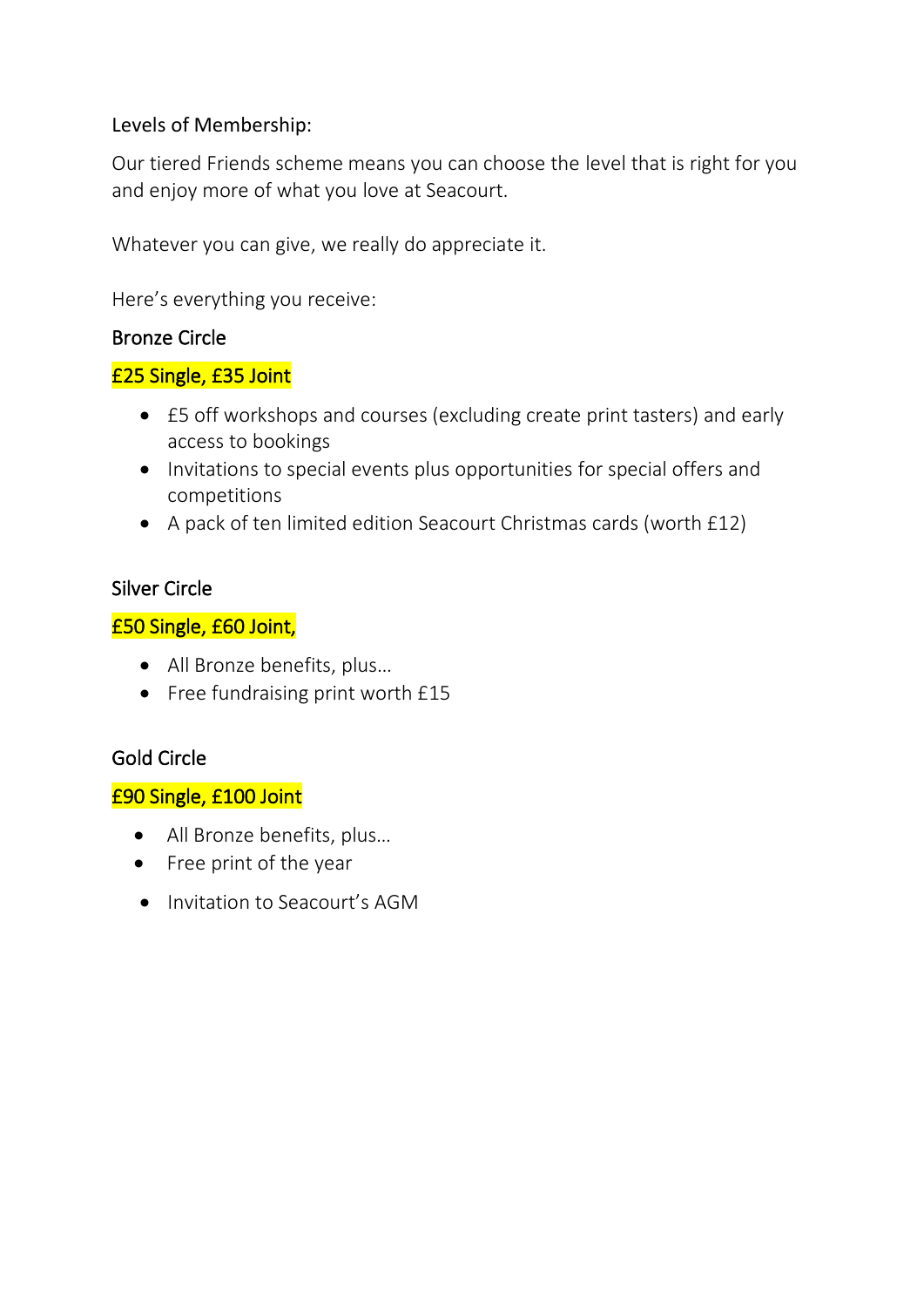Levels of Membership:

Our tiered Friends scheme means you can choose the level that is right for you and enjoy more of what you love at Seacourt.

Whatever you can give, we really do appreciate it.

Here's everything you receive:

### Bronze Circle

£25 Single, £35 Joint

- £5 off workshops and courses (excluding create print tasters) and early access to bookings
- Invitations to special events plus opportunities for special offers and competitions
- A pack of ten limited edition Seacourt Christmas cards (worth £12)

### Silver Circle

£50 Single, £60 Joint,

- All Bronze benefits, plus…
- Free fundraising print worth £15

### Gold Circle

£90 Single, £100 Joint

- All Bronze benefits, plus…
- Free print of the year
- Invitation to Seacourt's AGM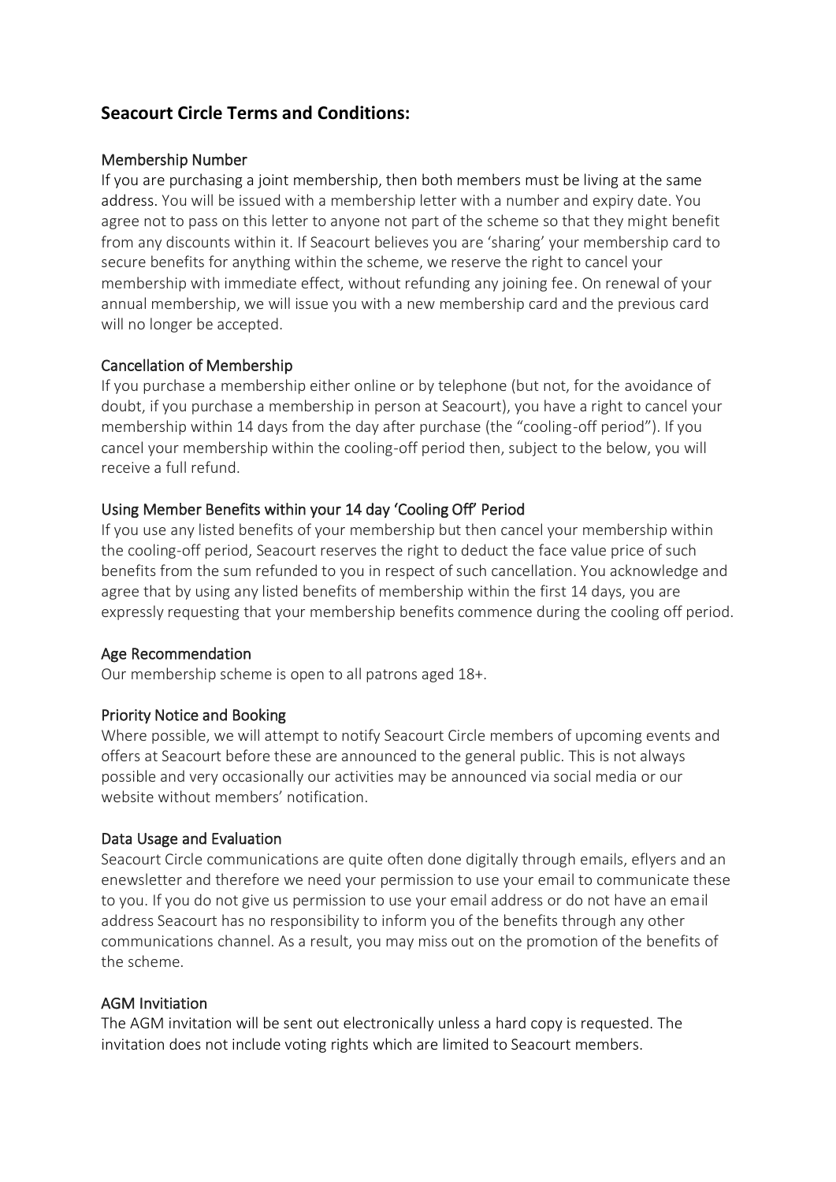## Seacourt Circle Terms and Conditions:

### Membership Number

If you are purchasing a joint membership, then both members must be living at the same address. You will be issued with a membership letter with a number and expiry date. You agree not to pass on this letter to anyone not part of the scheme so that they might benefit from any discounts within it. If Seacourt believes you are 'sharing' your membership card to secure benefits for anything within the scheme, we reserve the right to cancel your membership with immediate effect, without refunding any joining fee. On renewal of your annual membership, we will issue you with a new membership card and the previous card will no longer be accepted.

### Cancellation of Membership

If you purchase a membership either online or by telephone (but not, for the avoidance of doubt, if you purchase a membership in person at Seacourt), you have a right to cancel your membership within 14 days from the day after purchase (the "cooling-off period"). If you cancel your membership within the cooling-off period then, subject to the below, you will receive a full refund.

### Using Member Benefits within your 14 day 'Cooling Off' Period

If you use any listed benefits of your membership but then cancel your membership within the cooling-off period, Seacourt reserves the right to deduct the face value price of such benefits from the sum refunded to you in respect of such cancellation. You acknowledge and agree that by using any listed benefits of membership within the first 14 days, you are expressly requesting that your membership benefits commence during the cooling off period.

### Age Recommendation

Our membership scheme is open to all patrons aged 18+.

### Priority Notice and Booking

Where possible, we will attempt to notify Seacourt Circle members of upcoming events and offers at Seacourt before these are announced to the general public. This is not always possible and very occasionally our activities may be announced via social media or our website without members' notification.

### Data Usage and Evaluation

Seacourt Circle communications are quite often done digitally through emails, eflyers and an enewsletter and therefore we need your permission to use your email to communicate these to you. If you do not give us permission to use your email address or do not have an email address Seacourt has no responsibility to inform you of the benefits through any other communications channel. As a result, you may miss out on the promotion of the benefits of the scheme.

### AGM Invitiation

The AGM invitation will be sent out electronically unless a hard copy is requested. The invitation does not include voting rights which are limited to Seacourt members.